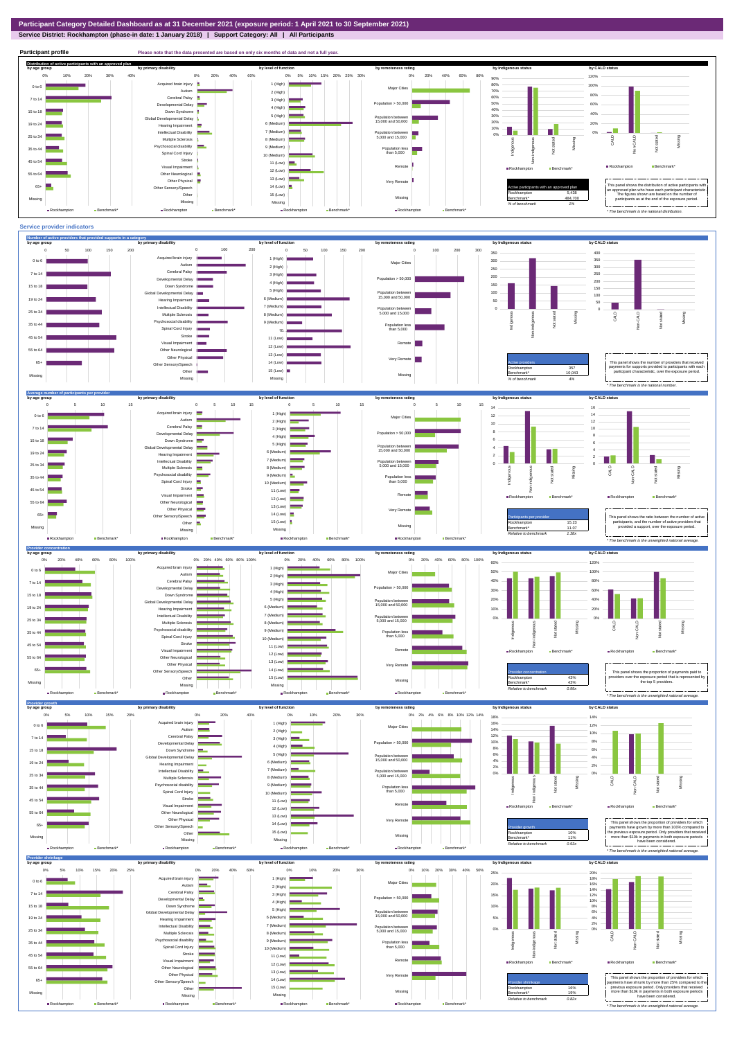# Participant Category Detailed Dashboard as at 31 December 2021 (exposure period: 1 April 2021 to 30 September 2021)

**Service District: Rockhampton (phase-in date: 1 January 2018) | Support Category: All | All Participants**

## Participant profile

Please note that the data presented are based on only six months of data and not a full year.

### Distribution of active participants with an approved plan

| Active participants with an approved plan | |
|---|---|
| Rockhampton | 5,438 |
| Benchmark* | 484,700 |
| % of benchmark | 1% |

This panel shows the distribution of active participants with an approved plan who have each participant characteristic. The figures shown are based on the number of participants as at the end of the exposure period.

* The benchmark is the national distribution.

## Service provider indicators

### Number of active providers that provided supports in a category

| Active providers | |
|---|---|
| Rockhampton | 357 |
| Benchmark* | 10,043 |
| % of benchmark | 4% |

This panel shows the number of providers that received payments for supports provided to participants with each participant characteristic, over the exposure period.

* The benchmark is the national number.

### Average number of participants per provider

| Participants per provider | |
|---|---|
| Rockhampton | 15.23 |
| Benchmark* | 11.07 |
| Relative to benchmark | 1.38x |

This panel shows the ratio between the number of active participants, and the number of active providers that provided a support, over the exposure period.

* The benchmark is the unweighted national average.

### Provider concentration

| Provider concentration | |
|---|---|
| Rockhampton | 43% |
| Benchmark* | 43% |
| Relative to benchmark | 0.99x |

This panel shows the proportion of payments paid to providers over the exposure period that is represented by the top 5 providers.

* The benchmark is the unweighted national average.

### Provider growth

| Provider growth | |
|---|---|
| Rockhampton | 10% |
| Benchmark* | 11% |
| Relative to benchmark | 0.93x |

This panel shows the proportion of providers for which payments have grown by more than 100% compared to the previous exposure period. Only providers that received more than $10k in payments in both exposure periods have been considered.

* The benchmark is the unweighted national average.

### Provider shrinkage

| Provider shrinkage | |
|---|---|
| Rockhampton | 16% |
| Benchmark* | 19% |
| Relative to benchmark | 0.82x |

This panel shows the proportion of providers for which payments have shrunk by more than 25% compared to the previous exposure period. Only providers that received more than $10k in payments in both exposure periods have been considered.

* The benchmark is the unweighted national average.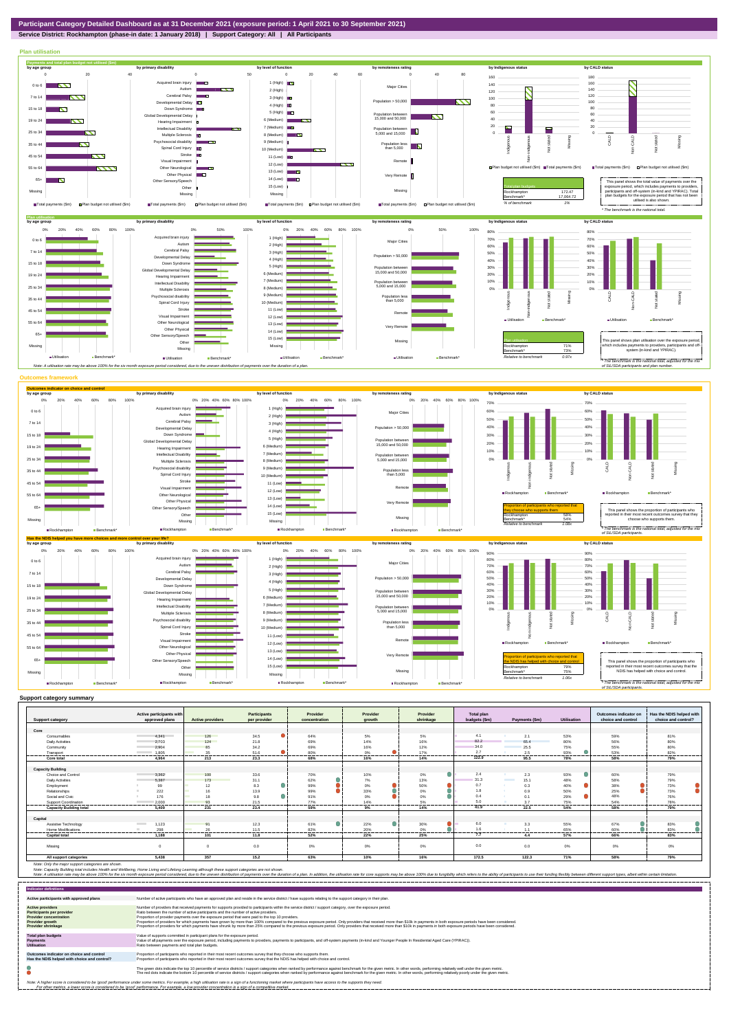# Participant Category Detailed Dashboard as at 31 December 2021 (exposure period: 1 April 2021 to 30 September 2021)

**Service District: Rockhampton (phase-in date: 1 January 2018) | Support Category: All | All Participants**

## Plan utilisation

### Payments and total plan budget not utilised ($m)

| Total plan budgets | |
|---|---|
| Rockhampton | 172.47 |
| Benchmark* | 17,064.72 |
| % of benchmark | 1% |

This panel shows the total value of payments over the exposure period, which includes payments to providers, participants and off-system (in-kind and YPIRAC). Total plan budgets for the exposure period that has not been utilised is also shown.

*The benchmark is the national total.

### Plan utilisation

| Plan utilisation | |
|---|---|
| Rockhampton | 71% |
| Benchmark* | 73% |
| Relative to benchmark | 0.97x |

This panel shows plan utilisation over the exposure period, which includes payments to providers, participants and off-system (in-kind and YPIRAC).

*The benchmark is the national total, adjusted for the mix of SIL/SDA participants and plan number.

Note: A utilisation rate may be above 100% for the six month exposure period considered, due to the uneven distribution of payments over the duration of a plan.

## Outcomes framework

### Outcomes indicator on choice and control

| Proportion of participants who reported that they choose who supports them | |
|---|---|
| Rockhampton | 58% |
| Benchmark* | 54% |
| Relative to benchmark | 1.08x |

This panel shows the proportion of participants who reported in their most recent outcomes survey that they choose who supports them.

*The benchmark is the national total, adjusted for the mix of SIL/SDA participants.

### Has the NDIS helped you have more choices and more control over your life?

| Proportion of participants who reported that the NDIS has helped with choice and control | |
|---|---|
| Rockhampton | 79% |
| Benchmark* | 75% |
| Relative to benchmark | 1.06x |

This panel shows the proportion of participants who reported in their most recent outcomes survey that the NDIS has helped with choice and control.

*The benchmark is the national total, adjusted for the mix of SIL/SDA participants.

## Support category summary

| Support category | Active participants with approved plans | Active providers | Participants per provider | Provider concentration | Provider growth | Provider shrinkage | Total plan budgets ($m) | Payments ($m) | Utilisation | Outcomes indicator on choice and control | Has the NDIS helped with choice and control? |
|---|---|---|---|---|---|---|---|---|---|---|---|
| **Core** | | | | | | | | | | | |
| Consumables | 4,341 | 126 | 34.5 | 64% | 5% | 5% | 4.1 | 2.1 | 53% | 59% | 81% |
| Daily Activities | 2,703 | 124 | 21.8 | 69% | 14% | 16% | 82.2 | 65.4 | 80% | 56% | 80% |
| Community | 2,904 | 85 | 34.2 | 69% | 16% | 12% | 34.0 | 25.5 | 75% | 55% | 80% |
| Transport | 1,805 | 35 | 51.6 | 80% | 0% | 17% | 2.7 | 2.5 | 93% | 53% | 82% |
| **Core total** | **4,964** | **213** | **23.3** | **66%** | **16%** | **14%** | **122.9** | **95.5** | **78%** | **58%** | **79%** |
| **Capacity Building** | | | | | | | | | | | |
| Choice and Control | 3,362 | 100 | 33.6 | 70% | 10% | 0% | 2.4 | 2.3 | 93% | 60% | 79% |
| Daily Activities | 5,387 | 173 | 31.1 | 62% | 7% | 13% | 31.3 | 15.1 | 48% | 58% | 79% |
| Employment | 99 | 12 | 8.3 | 99% | 0% | 50% | 0.7 | 0.3 | 40% | 38% | 73% |
| Relationships | 222 | 16 | 13.9 | 99% | 33% | 0% | 1.8 | 0.9 | 50% | 25% | 73% |
| Social and Civic | 176 | 18 | 9.8 | 91% | 0% | 0% | 0.4 | 0.1 | 29% | 48% | 76% |
| Support Coordination | 2,000 | 93 | 21.5 | 77% | 14% | 5% | 5.0 | 3.7 | 75% | 54% | 78% |
| **Capacity Building total** | **5,409** | **231** | **23.4** | **59%** | **9%** | **14%** | **41.9** | **22.5** | **54%** | **58%** | **79%** |
| **Capital** | | | | | | | | | | | |
| Assistive Technology | 1,123 | 91 | 12.3 | 61% | 22% | 30% | 6.0 | 3.3 | 55% | 67% | 83% |
| Home Modifications | 298 | 26 | 11.5 | 82% | 20% | 0% | 1.6 | 1.1 | 65% | 60% | 83% |
| **Capital total** | **1,188** | **101** | **11.8** | **53%** | **22%** | **25%** | **7.7** | **4.4** | **57%** | **66%** | **83%** |
| Missing | 0 | 0 | 0.0 | 0% | 0% | 0% | 0.0 | 0.0 | 0% | 0% | 0% |
| **All support categories** | **5,438** | **357** | **15.2** | **63%** | **10%** | **16%** | **172.5** | **122.3** | **71%** | **58%** | **79%** |

Note: Only the major support categories are shown.

Note: Capacity Building total includes Health and Wellbeing, Home Living and Lifelong Learning although these support categories are not shown.

Note: A utilisation rate may be above 100% for the six month exposure period considered, due to the uneven distribution of payments over the duration of a plan. In addition, the utilisation rate for core supports may be above 100% due to fungibility which refers to the ability of participants to use their funding flexibly between different support types, albeit within certain limitation.

## Indicator definitions

| | |
|---|---|
| **Active participants with approved plans** | Number of active participants who have an approved plan and reside in the service district / have supports relating to the support category in their plan. |
| **Active providers** | Number of providers that received payments for supports provided to participants within the service district / support category, over the exposure period. |
| **Participants per provider** | Ratio between the number of active participants and the number of active providers. |
| **Provider concentration** | Proportion of provider payments over the exposure period that were paid to the top 10 providers. |
| **Provider growth** | Proportion of providers for which payments have grown by more than 100% compared to the previous exposure period. Only providers that received more than $10k in payments in both exposure periods have been considered. |
| **Provider shrinkage** | Proportion of providers for which payments have shrunk by more than 25% compared to the previous exposure period. Only providers that received more than $10k in payments in both exposure periods have been considered. |
| **Total plan budgets** | Value of supports committed in participant plans for the exposure period. |
| **Payments** | Value of all payments over the exposure period, including payments to providers, payments to participants, and off-system payments (in-kind and Younger People In Residential Aged Care (YPIRAC)). |
| **Utilisation** | Ratio between payments and total plan budgets. |
| **Outcomes indicator on choice and control** | Proportion of participants who reported in their most recent outcomes survey that they choose who supports them. |
| **Has the NDIS helped with choice and control?** | Proportion of participants who reported in their most recent outcomes survey that the NDIS has helped with choice and control. |

The green dots indicate the top 10 percentile of service districts / support categories when ranked by performance against benchmark for the given metric. In other words, performing relatively well under the given metric.

The red dots indicate the bottom 10 percentile of service districts / support categories when ranked by performance against benchmark for the given metric. In other words, performing relatively poorly under the given metric.

Note: A higher score is considered to be 'good' performance under some metrics. For example, a high utilisation rate is a sign of a functioning market where participants have access to the supports they need.

For other metrics, a lower score is considered to be 'good' performance. For example, a low provider concentration is a sign of a competitive market.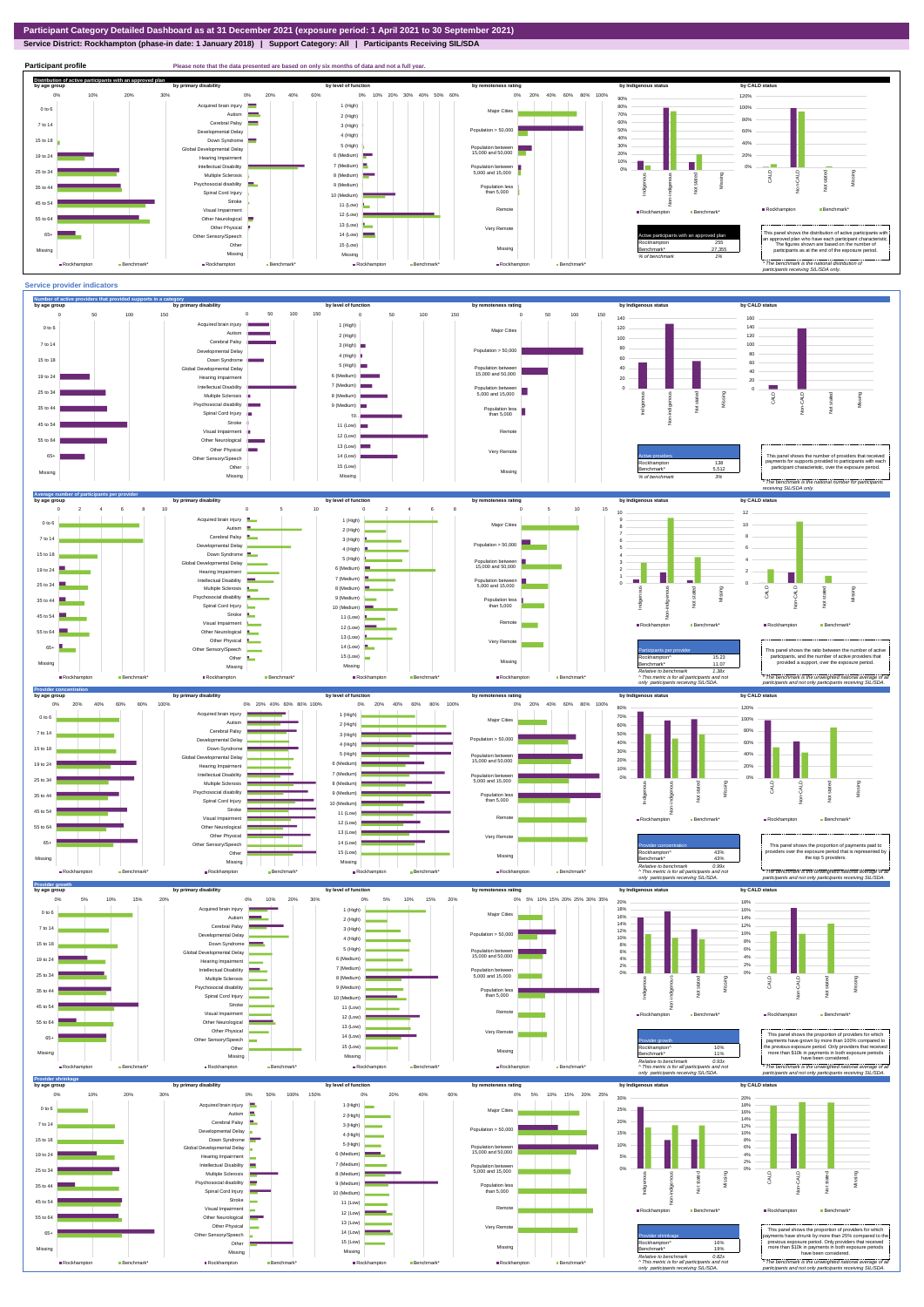# Participant Category Detailed Dashboard as at 31 December 2021 (exposure period: 1 April 2021 to 30 September 2021)

**Service District: Rockhampton (phase-in date: 1 January 2018) | Support Category: All | Participants Receiving SIL/SDA**

## Participant profile

Please note that the data presented are based on only six months of data and not a full year.

### Distribution of active participants with an approved plan

| Active participants with an approved plan | |
|---|---|
| Rockhampton | 255 |
| Benchmark* | 27,355 |
| % of benchmark | 1% |

This panel shows the distribution of active participants with an approved plan who have each participant characteristic. The figures shown are based on the number of participants as at the end of the exposure period.

* The benchmark is the national distribution of participants receiving SIL/SDA only.

## Service provider indicators

### Number of active providers that provided supports in a category

| Active providers | |
|---|---|
| Rockhampton | 138 |
| Benchmark* | 5,512 |
| % of benchmark | 3% |

This panel shows the number of providers that received payments for supports provided to participants with each participant characteristic, over the exposure period.

* The benchmark is the national number for participants receiving SIL/SDA only.

### Average number of participants per provider

| Participants per provider | |
|---|---|
| Rockhampton^ | 15.23 |
| Benchmark* | 11.07 |
| Relative to benchmark | 1.38x |

^ This metric is for all participants and not only participants receiving SIL/SDA.

This panel shows the ratio between the number of active participants and the number of active providers that provided a support over the exposure period.

* The benchmark is the unweighted national average of all participants and not only participants receiving SIL/SDA.

### Provider concentration

| Provider concentration | |
|---|---|
| Rockhampton^ | 43% |
| Benchmark* | 43% |
| Relative to benchmark | 0.99x |

^ This metric is for all participants and not only participants receiving SIL/SDA.

This panel shows the proportion of payments paid to providers over the exposure period that is represented by the top 5 providers.

* The benchmark is the unweighted national average of all participants and not only participants receiving SIL/SDA.

### Provider growth

| Provider growth | |
|---|---|
| Rockhampton^ | 10% |
| Benchmark* | 11% |
| Relative to benchmark | 0.93x |

^ This metric is for all participants and not only participants receiving SIL/SDA.

This panel shows the proportion of providers for which payments have grown by more than 100% compared to the previous exposure period. Only providers that received more than $10k in payments in both exposure periods have been considered.

* The benchmark is the unweighted national average of all participants and not only participants receiving SIL/SDA.

### Provider shrinkage

| Provider shrinkage | |
|---|---|
| Rockhampton^ | 16% |
| Benchmark* | 19% |
| Relative to benchmark | 0.82x |

^ This metric is for all participants and not only participants receiving SIL/SDA.

This panel shows the proportion of providers for which payments have shrunk by more than 25% compared to the previous exposure period. Only providers that received more than $10k in payments in both exposure periods have been considered.

* The benchmark is the unweighted national average of all participants and not only participants receiving SIL/SDA.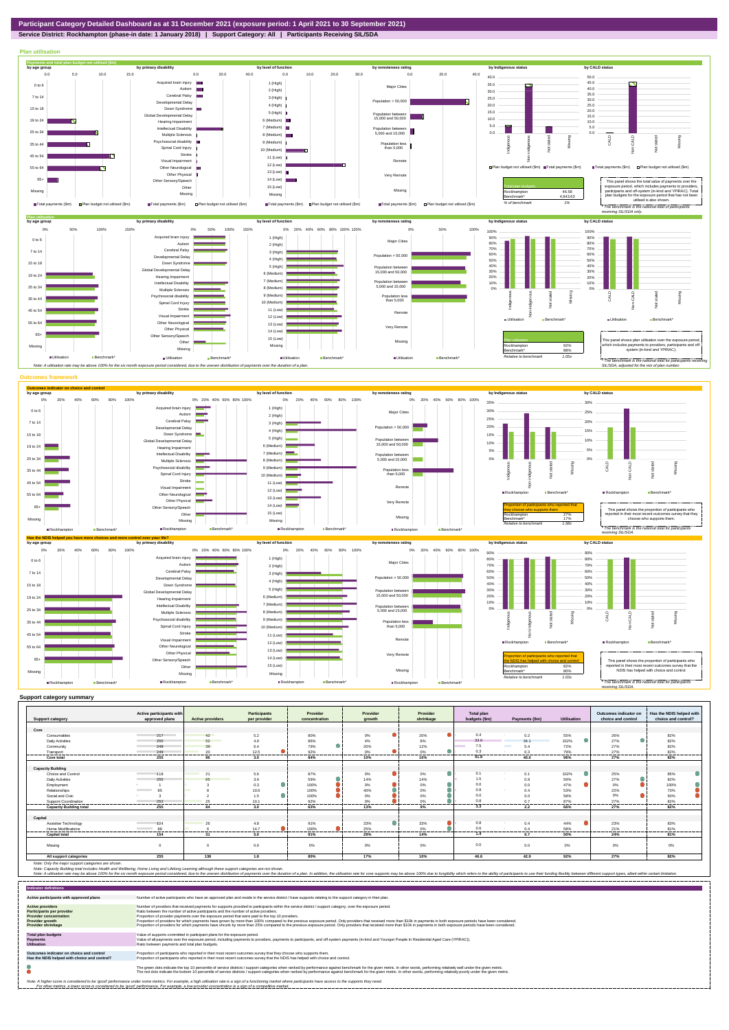# Participant Category Detailed Dashboard as at 31 December 2021 (exposure period: 1 April 2021 to 30 September 2021)

**Service District: Rockhampton (phase-in date: 1 January 2018) | Support Category: All | Participants Receiving SIL/SDA**

## Plan utilisation

### Payments and total plan budget not utilised ($m)

| Total plan budgets | | |
|---|---|---|
| Rockhampton | 46.58 | |
| Benchmark* | 4,943.63 | |
| % of benchmark | 1% | |

This panel shows the total value of payments over the exposure period, which includes payments to providers, participants and off-system (in-kind and YPIRAC). Total plan budgets for the exposure period that has not been utilised is also shown.

*The benchmark is the national total for participants receiving SIL/SDA only.

### Plan utilisation

| Plan utilisation | |
|---|---|
| Rockhampton | 92% |
| Benchmark* | 88% |
| Relative to benchmark | 1.05x |

This panel shows plan utilisation over the exposure period, which includes payments to providers, participants and off-system (in-kind and YPIRAC).

*The benchmark is the national total for participants receiving SIL/SDA, adjusted for the mix of plan number.

Note: A utilisation rate may be above 100% for the six month exposure period considered, due to the uneven distribution of payments over the duration of a plan.

## Outcomes framework

### Outcomes indicator on choice and control

| Proportion of participants who reported that they choose who supports them | |
|---|---|
| Rockhampton | 27% |
| Benchmark* | 17% |
| Relative to benchmark | 1.58x |

This panel shows the proportion of participants who reported in their most recent outcomes survey that they choose who supports them.

*The benchmark is the national total for participants receiving SIL/SDA.

### Has the NDIS helped you have more choices and more control over your life?

| Proportion of participants who reported that the NDIS has helped with choice and control | |
|---|---|
| Rockhampton | 82% |
| Benchmark* | 80% |
| Relative to benchmark | 1.03x |

This panel shows the proportion of participants who reported in their most recent outcomes survey that the NDIS has helped with choice and control.

*The benchmark is the national total for participants receiving SIL/SDA.

## Support category summary

| Support category | Active participants with approved plans | Active providers | Participants per provider | Provider concentration | Provider growth | Provider shrinkage | Total plan budgets ($m) | Payments ($m) | Utilisation | Outcomes indicator on choice and control | Has the NDIS helped with choice and control? |
|---|---|---|---|---|---|---|---|---|---|---|---|
| **Core** | | | | | | | | | | | |
| Consumables | 217 | 42 | 5.2 | 80% | 0% | 20% | 0.4 | 0.2 | 55% | 26% | 82% |
| Daily Activities | 255 | 52 | 4.9 | 86% | 4% | 8% | 33.6 | 34.1 | 102% | 27% | 82% |
| Community | 248 | 39 | 6.4 | 79% | 20% | 12% | 7.5 | 5.4 | 72% | 27% | 82% |
| Transport | 249 | 20 | 12.5 | 92% | 0% | 0% | 0.3 | 0.2 | 79% | 27% | 82% |
| **Core total** | **255** | **86** | **3.0** | **84%** | **10%** | **10%** | **41.9** | **40.0** | **96%** | **27%** | **82%** |
| **Capacity Building** | | | | | | | | | | | |
| Choice and Control | 118 | 21 | 5.6 | 87% | 0% | 0% | 0.1 | 0.1 | 102% | 25% | 85% |
| Daily Activities | 255 | 65 | 3.9 | 59% | 14% | 14% | 1.5 | 0.9 | 59% | 27% | 82% |
| Employment | 1 | 3 | 0.3 | 100% | 0% | 0% | 0.0 | 0.0 | 47% | 0% | 100% |
| Relationships | 85 | 8 | 10.6 | 100% | 40% | 0% | 0.8 | 0.4 | 53% | 22% | 73% |
| Social and Civic | 3 | 2 | 1.5 | 100% | 0% | 0% | 0.0 | 0.0 | 58% | 0% | 50% |
| Support Coordination | 252 | 25 | 10.1 | 92% | 0% | 0% | 0.8 | 0.7 | 87% | 27% | 82% |
| **Capacity Building total** | **255** | **84** | **3.0** | **63%** | **13%** | **9%** | **3.3** | **2.2** | **66%** | **27%** | **82%** |
| **Capital** | | | | | | | | | | | |
| Assistive Technology | 124 | 26 | 4.8 | 91% | 33% | 33% | 0.8 | 0.4 | 44% | 23% | 83% |
| Home Modifications | 88 | 6 | 14.7 | 100% | 25% | 0% | 0.6 | 0.4 | 58% | 21% | 81% |
| **Capital total** | **154** | **31** | **5.0** | **91%** | **29%** | **14%** | **1.4** | **0.7** | **50%** | **24%** | **81%** |
| Missing | 0 | 0 | 0.0 | 0% | 0% | 0% | 0.0 | 0.0 | 0% | 0% | 0% |
| **All support categories** | **255** | **138** | **1.8** | **80%** | **17%** | **10%** | **46.6** | **42.9** | **92%** | **27%** | **82%** |

Note: Only the major support categories are shown.

Note: Capacity Building total includes Health and Wellbeing, Home Living and Lifelong Learning although these support categories are not shown.

Note: A utilisation rate may be above 100% for the six month exposure period considered, due to the uneven distribution of payments over the duration of a plan. In addition, the utilisation rate for core supports may be above 100% due to fungibility which refers to the ability of participants to use their funding flexibly between different support types, albeit within certain limitation.

## Indicator definitions

| Indicator | Definition |
|---|---|
| **Active participants with approved plans** | Number of active participants who have an approved plan and reside in the service district / have supports relating to the support category in their plan. |
| **Active providers** | Number of providers that received payments for supports provided to participants within the service district / support category, over the exposure period. |
| **Participants per provider** | Ratio between the number of active participants and the number of active providers. |
| **Provider concentration** | Proportion of provider payments over the exposure period that were paid to the top 10 providers. |
| **Provider growth** | Proportion of providers for which payments have grown by more than 100% compared to the previous exposure period. Only providers that received more than $10k in payments in both exposure periods have been considered. |
| **Provider shrinkage** | Proportion of providers for which payments have shrunk by more than 25% compared to the previous exposure period. Only providers that received more than $10k in payments in both exposure periods have been considered. |
| **Total plan budgets** | Value of supports committed in participant plans for the exposure period. |
| **Payments** | Value of all payments over the exposure period, including payments to providers, payments to participants, and off-system payments (in-kind and Younger People In Residential Aged Care (YPIRAC)). |
| **Utilisation** | Ratio between payments and total plan budgets. |
| **Outcomes indicator on choice and control** | Proportion of participants who reported in their most recent outcomes survey that they choose who supports them. |
| **Has the NDIS helped with choice and control?** | Proportion of participants who reported in their most recent outcomes survey that the NDIS has helped with choice and control. |

The green dots indicate the top 10 percentile of service districts / support categories when ranked by performance against benchmark for the given metric. In other words, performing relatively well under the given metric.

The red dots indicate the bottom 10 percentile of service districts / support categories when ranked by performance against benchmark for the given metric. In other words, performing relatively poorly under the given metric.

Note: A higher score is considered to be 'good' performance under some metrics. For example, a high utilisation rate is a sign of a functioning market where participants have access to the supports they need.
For other metrics, a lower score is considered to be 'good' performance. For example, a low provider concentration is a sign of a competitive market.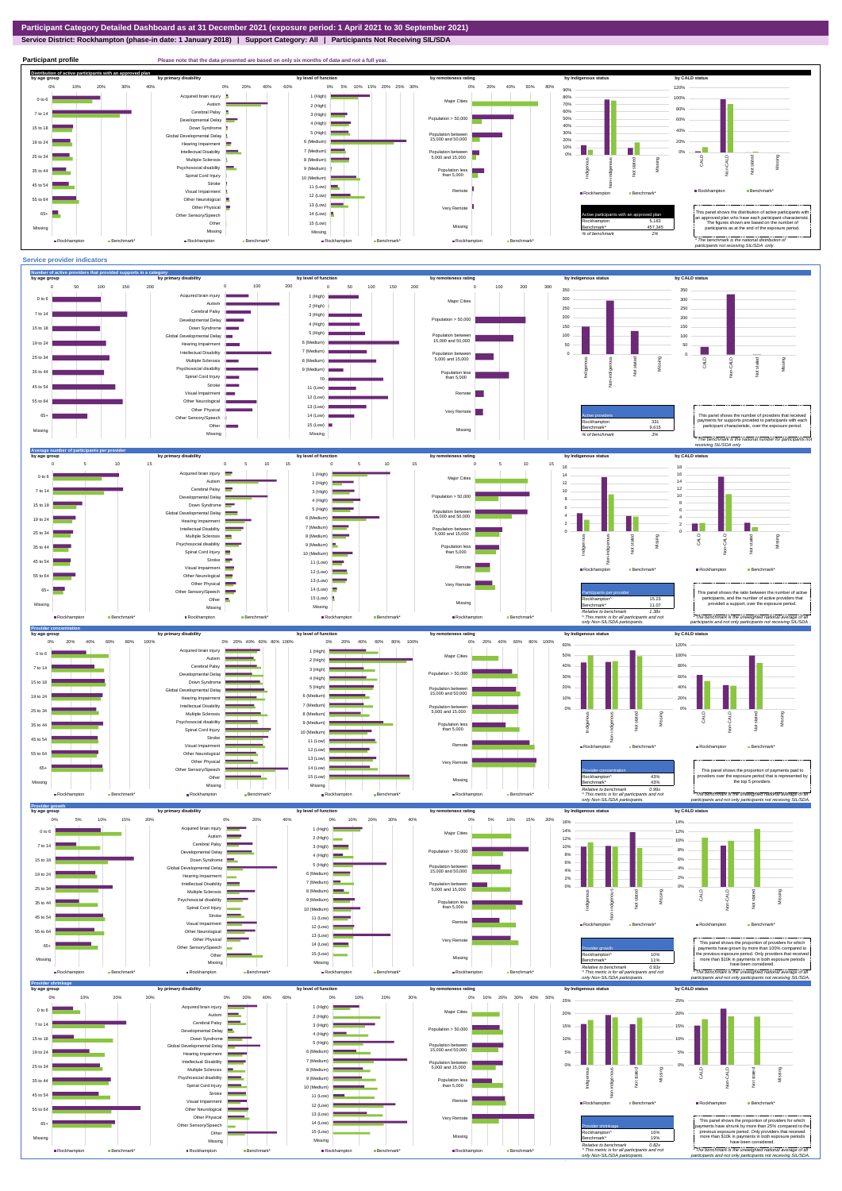# Participant Category Detailed Dashboard as at 31 December 2021 (exposure period: 1 April 2021 to 30 September 2021)

**Service District: Rockhampton (phase-in date: 1 January 2018) | Support Category: All | Participants Not Receiving SIL/SDA**

## Participant profile

Please note that the data presented are based on only six months of data and not a full year.

### Distribution of active participants with an approved plan

| Active participants with an approved plan | |
|---|---|
| Rockhampton | 5,163 |
| Benchmark* | 457,345 |
| % of benchmark | 1% |

This panel shows the distribution of active participants with an approved plan who have each participant characteristic. The figures shown are based on the number of participants as at the end of the exposure period.

* The benchmark is the national distribution of participants not receiving SIL/SDA only.

## Service provider indicators

### Number of active providers that provided supports in a category

| Active providers | |
|---|---|
| Rockhampton | 331 |
| Benchmark* | 9,615 |
| % of benchmark | 3% |

This panel shows the number of providers that received payments for supports provided to participants with each participant characteristic, over the exposure period.

* The benchmark is the national number for participants not receiving SIL/SDA only.

### Average number of participants per provider

| Participants per provider | |
|---|---|
| Rockhampton^ | 15.23 |
| Benchmark* | 11.07 |
| Relative to benchmark | 1.38x |

^ This metric is for all participants and not only Non-SIL/SDA participants.

This panel shows the ratio between the number of active participants, and the number of active providers that provided a support, over the exposure period.

* The benchmark is the unweighted national average of all participants and not only participants not receiving SIL/SDA.

### Provider concentration

| Provider concentration | |
|---|---|
| Rockhampton^ | 43% |
| Benchmark* | 43% |
| Relative to benchmark | 0.99x |

^ This metric is for all participants and not only Non-SIL/SDA participants.

This panel shows the proportion of payments paid to providers over the exposure period that is represented by the top 5 providers.

* The benchmark is the unweighted national average of all participants and not only participants not receiving SIL/SDA.

### Provider growth

| Provider growth | |
|---|---|
| Rockhampton^ | 10% |
| Benchmark* | 11% |
| Relative to benchmark | 0.92x |

^ This metric is for all participants and not only Non-SIL/SDA participants.

This panel shows the proportion of providers for which payments have grown by more than 100% compared to the previous exposure period. Only providers that received more than $10k in payments in both exposure periods have been considered.

* The benchmark is the unweighted national average of all participants and not only participants not receiving SIL/SDA.

### Provider shrinkage

| Provider shrinkage | |
|---|---|
| Rockhampton^ | 16% |
| Benchmark* | 19% |
| Relative to benchmark | 0.82x |

^ This metric is for all participants and not only Non-SIL/SDA participants.

This panel shows the proportion of providers for which payments have shrunk by more than 25% compared to the previous exposure period. Only providers that received more than $10k in payments in both exposure periods have been considered.

* The benchmark is the unweighted national average of all participants and not only participants not receiving SIL/SDA.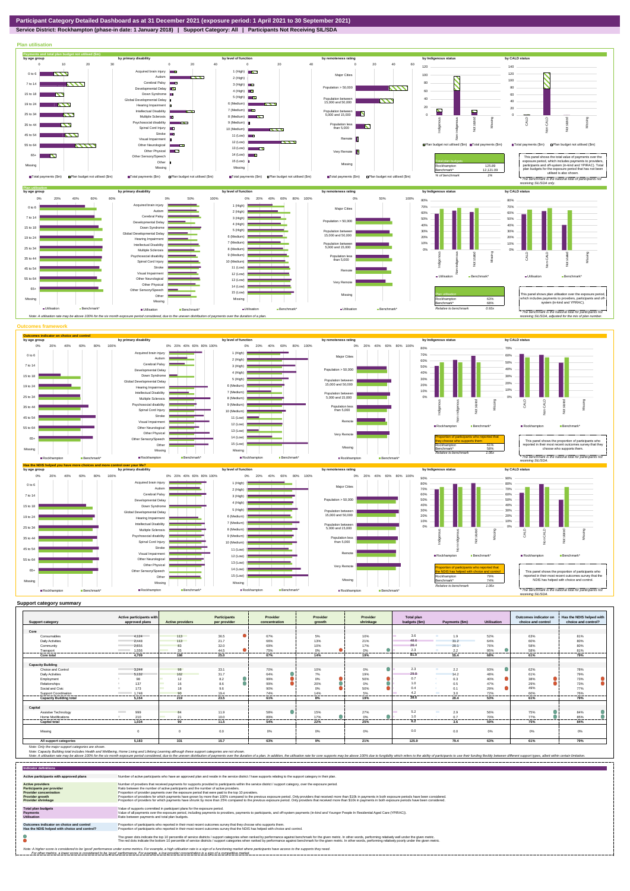# Participant Category Detailed Dashboard as at 31 December 2021 (exposure period: 1 April 2021 to 30 September 2021)

**Service District: Rockhampton (phase-in date: 1 January 2018) | Support Category: All | Participants Not Receiving SIL/SDA**

## Plan utilisation

**Payments and total plan budget not utilised ($m)**

by age group: 0 to 6, 7 to 14, 15 to 18, 19 to 24, 25 to 34, 35 to 44, 45 to 54, 55 to 64, 65+, Missing
Total payments ($m) / Plan budget not utilised ($m)

by primary disability: Acquired brain injury, Autism, Cerebral Palsy, Developmental Delay, Down Syndrome, Global Developmental Delay, Hearing Impairment, Intellectual Disability, Multiple Sclerosis, Psychosocial disability, Spinal Cord Injury, Stroke, Visual Impairment, Other Neurological, Other Physical, Other Sensory/Speech, Other, Missing

by level of function: 1 (High) – 15 (Low), Missing

by remoteness rating: Major Cities, Population > 50,000, Population between 15,000 and 50,000, Population between 5,000 and 15,000, Population less than 5,000, Remote, Very Remote, Missing

by Indigenous status: Indigenous, Non-indigenous, Not stated, Missing

by CALD status: CALD, Non-CALD, Not stated, Missing

| Total plan budgets | |
|---|---|
| Rockhampton | 125.89 |
| Benchmark* | 12,121.09 |
| % of benchmark | 1% |

This panel shows the total value of payments over the exposure period, which includes payments to providers, participants and off-system (in-kind and YPIRAC). Total plan budgets for the exposure period that has not been utilised is also shown.

*The benchmark is the national total for participants not receiving SIL/SDA only.

**Plan utilisation**

Utilisation / Benchmark*

| Plan utilisation | |
|---|---|
| Rockhampton | 63% |
| Benchmark* | 68% |
| Relative to benchmark | 0.93x |

This panel shows plan utilisation over the exposure period, which includes payments to providers, participants and off-system (in-kind and YPIRAC).

*The benchmark is the national total for participants not receiving SIL/SDA, adjusted for the mix of plan number.

*Note: A utilisation rate may be above 100% for the six month exposure period considered, due to the uneven distribution of payments over the duration of a plan.*

## Outcomes framework

**Outcomes indicator on choice and control**

Rockhampton / Benchmark*

| Proportion of participants who reported that they choose who supports them | |
|---|---|
| Rockhampton | 61% |
| Benchmark* | 58% |
| Relative to benchmark | 1.06x |

This panel shows the proportion of participants who reported in their most recent outcomes survey that they choose who supports them.

*The benchmark is the national total for participants not receiving SIL/SDA.

**Has the NDIS helped you have more choices and more control over your life?**

| Proportion of participants who reported that the NDIS has helped with choice and control | |
|---|---|
| Rockhampton | 79% |
| Benchmark* | 74% |
| Relative to benchmark | 1.06x |

This panel shows the proportion of participants who reported in their most recent outcomes survey that the NDIS has helped with choice and control.

*The benchmark is the national total for participants not receiving SIL/SDA.

## Support category summary

| Support category | Active participants with approved plans | Active providers | Participants per provider | Provider concentration | Provider growth | Provider shrinkage | Total plan budgets ($m) | Payments ($m) | Utilisation | Outcomes indicator on choice and control | Has the NDIS helped with choice and control? |
|---|---|---|---|---|---|---|---|---|---|---|---|
| **Core** | | | | | | | | | | | |
| Consumables | 4,124 | 113 | 36.5 | 67% | 5% | 10% | 3.6 | 1.9 | 52% | 63% | 81% |
| Daily Activities | 2,448 | 113 | 21.7 | 68% | 13% | 21% | 48.6 | 31.2 | 64% | 60% | 80% |
| Community | 2,656 | 83 | 32.0 | 69% | 10% | 17% | 26.4 | 20.1 | 76% | 58% | 80% |
| Transport | 1,556 | 35 | 44.5 | 75% | 0% | 0% | 2.3 | 2.2 | 95% | 58% | 81% |
| **Core total** | **4,709** | **188** | **25.0** | **67%** | **14%** | **19%** | **81.0** | **55.4** | **68%** | **61%** | **79%** |
| **Capacity Building** | | | | | | | | | | | |
| Choice and Control | 3,244 | 98 | 33.1 | 70% | 10% | 0% | 2.3 | 2.2 | 93% | 62% | 78% |
| Daily Activities | 5,132 | 162 | 31.7 | 64% | 7% | 19% | 29.8 | 14.2 | 48% | 61% | 79% |
| Employment | 98 | 12 | 8.2 | 99% | 0% | 50% | 0.7 | 0.3 | 40% | 38% | 73% |
| Relationships | 137 | 16 | 8.6 | 99% | 20% | 0% | 1.0 | 0.5 | 47% | 29% | 73% |
| Social and Civic | 173 | 18 | 9.6 | 90% | 0% | 50% | 0.4 | 0.1 | 29% | 49% | 77% |
| Support Coordination | 1,748 | 90 | 19.4 | 74% | 14% | 5% | 4.2 | 3.0 | 72% | 60% | 76% |
| **Capacity Building total** | **5,154** | **219** | **23.5** | **61%** | **8%** | **19%** | **38.6** | **20.4** | **53%** | **61%** | **79%** |
| **Capital** | | | | | | | | | | | |
| Assistive Technology | 999 | 84 | 11.9 | 58% | 15% | 27% | 5.2 | 2.9 | 56% | 75% | 84% |
| Home Modifications | 210 | 21 | 10.0 | 89% | 17% | 0% | 1.0 | 0.7 | 70% | 77% | 85% |
| **Capital total** | **1,024** | **90** | **11.5** | **54%** | **22%** | **25%** | **6.2** | **3.6** | **59%** | **75%** | **84%** |
| Missing | 0 | 0 | 0.0 | 0% | 0% | 0% | 0.0 | 0.0 | 0% | 0% | 0% |
| **All support categories** | **5,183** | **331** | **15.7** | **63%** | **9%** | **21%** | **125.9** | **79.4** | **63%** | **61%** | **79%** |

*Note: Only the major support categories are shown.*
*Note: Capacity Building total includes Health and Wellbeing, Home Living and Lifelong Learning although these support categories are not shown.*
*Note: A utilisation rate may be above 100% for the six month exposure period considered, due to the uneven distribution of payments over the duration of a plan. In addition, the utilisation rate for core supports may be above 100% due to fungibility which refers to the ability of participants to use their funding flexibly between different support types, albeit within certain limitation.*

## Indicator definitions

| Indicator | Definition |
|---|---|
| Active participants with approved plans | Number of active participants who have an approved plan and reside in the service district / have supports relating to the support category in their plan. |
| Active providers | Number of providers that received payments for supports provided to participants within the service district / support category, over the exposure period. |
| Participants per provider | Ratio between the number of active participants and the number of active providers. |
| Provider concentration | Proportion of provider payments over the exposure period that were paid to the top 10 providers. |
| Provider growth | Proportion of providers for which payments have grown by more than 100% compared to the previous exposure period. Only providers that received more than $10k in payments in both exposure periods have been considered. |
| Provider shrinkage | Proportion of providers for which payments have shrunk by more than 25% compared to the previous exposure period. Only providers that received more than $10k in payments in both exposure periods have been considered. |
| Total plan budgets | Value of supports committed in participant plans for the exposure period. |
| Payments | Value of all payments over the exposure period, including payments to providers, payments to participants, and off-system payments (in-kind and Younger People In Residential Aged Care (YPIRAC)). |
| Utilisation | Ratio between payments and total plan budgets. |
| Outcomes indicator on choice and control | Proportion of participants who reported in their most recent outcomes survey that they choose who supports them. |
| Has the NDIS helped with choice and control? | Proportion of participants who reported in their most recent outcomes survey that the NDIS has helped with choice and control. |

The green dots indicate the top 10 percentile of service districts / support categories when ranked by performance against benchmark for the given metric. In other words, performing relatively well under the given metric.
The red dots indicate the bottom 10 percentile of service districts / support categories when ranked by performance against benchmark for the given metric. In other words, performing relatively poorly under the given metric.

*Note: A higher score is considered to be 'good' performance under some metrics. For example, a high utilisation rate is a sign of a functioning market where participants have access to the supports they need.*
*For other metrics, a lower score is considered to be 'good' performance. For example, a low provider concentration is a sign of a competitive market.*